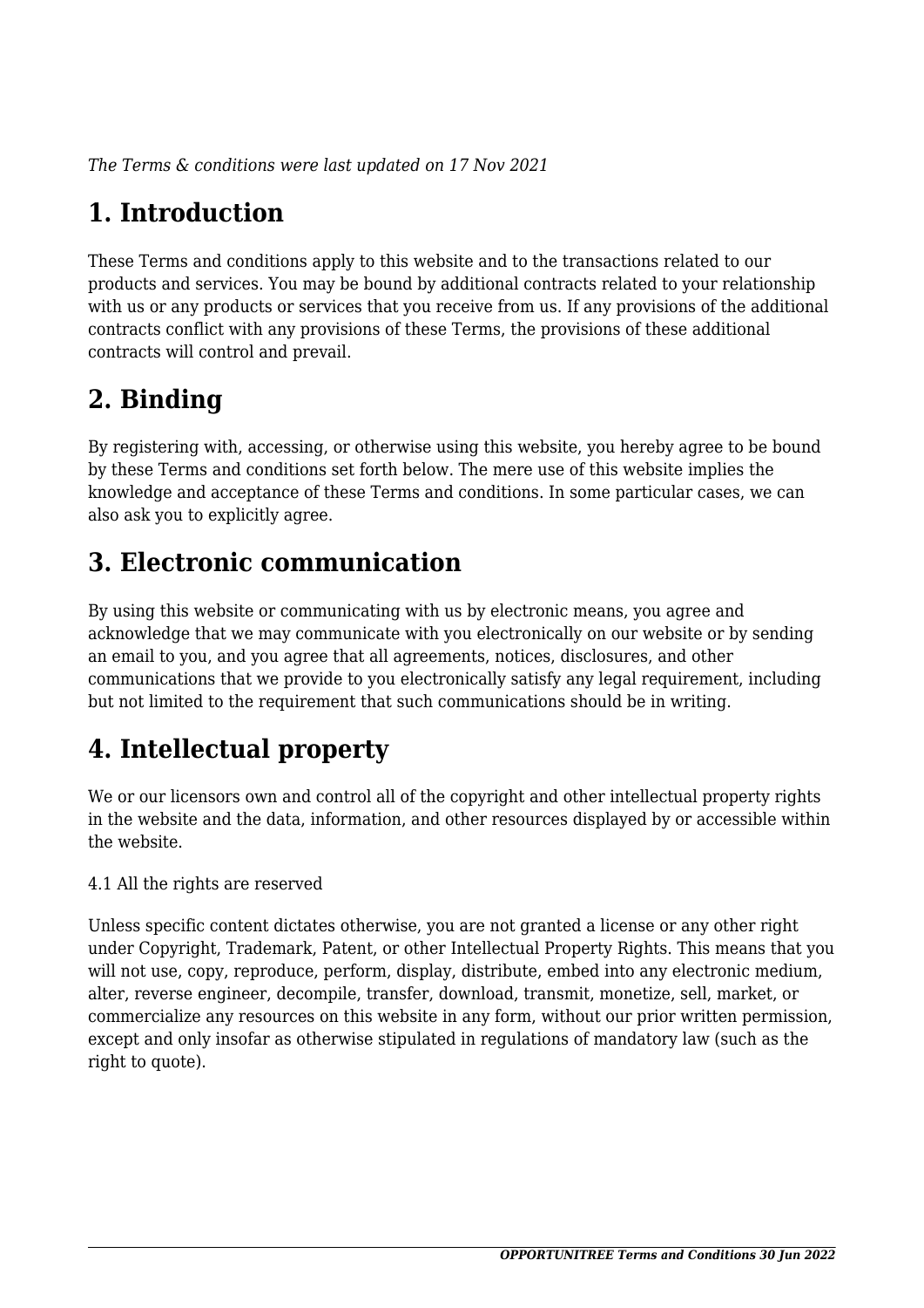*The Terms & conditions were last updated on 17 Nov 2021*

# 1. Introduction

These Terms and conditions apply to this website and to the transactions related to our products and services. You may be bound by additional contracts related to your relationship with us or any products or services that you receive from us. If any provisions of the additional contracts conflict with any provisions of these Terms, the provisions of these additional contracts will control and prevail.

# 2. Binding

By registering with, accessing, or otherwise using this website, you hereby agree to be bound by these Terms and conditions set forth below. The mere use of this website implies the knowledge and acceptance of these Terms and conditions. In some particular cases, we can also ask you to explicitly agree.

# 3. Electronic communication

By using this website or communicating with us by electronic means, you agree and acknowledge that we may communicate with you electronically on our website or by sending an email to you, and you agree that all agreements, notices, disclosures, and other communications that we provide to you electronically satisfy any legal requirement, including but not limited to the requirement that such communications should be in writing.

# 4. Intellectual property

We or our licensors own and control all of the copyright and other intellectual property rights in the website and the data, information, and other resources displayed by or accessible within the website.

4.1 All the rights are reserved

Unless specific content dictates otherwise, you are not granted a license or any other right under Copyright, Trademark, Patent, or other Intellectual Property Rights. This means that you will not use, copy, reproduce, perform, display, distribute, embed into any electronic medium, alter, reverse engineer, decompile, transfer, download, transmit, monetize, sell, market, or commercialize any resources on this website in any form, without our prior written permission, except and only insofar as otherwise stipulated in regulations of mandatory law (such as the right to quote).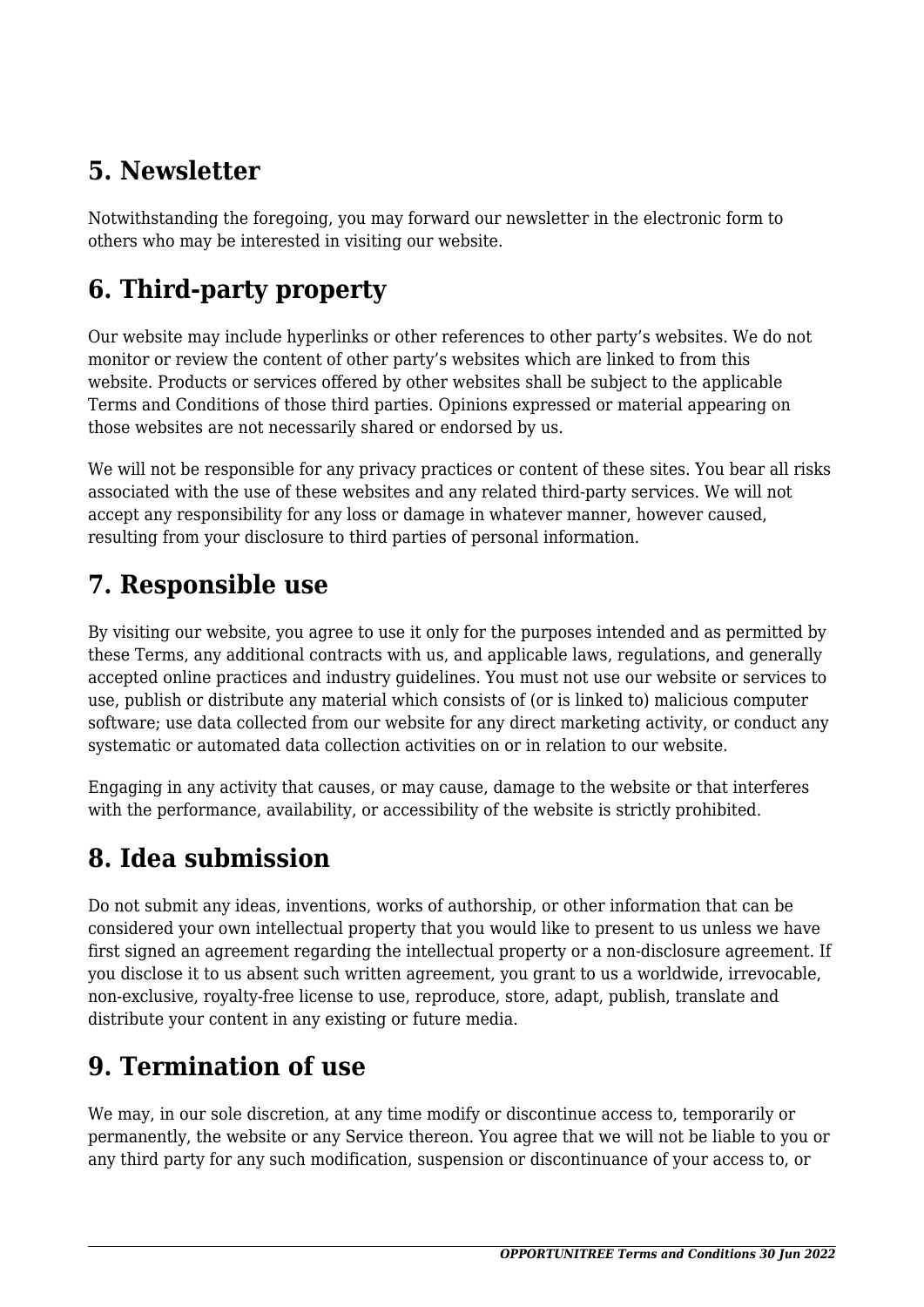## 5. Newsletter

Notwithstanding the foregoing, you may forward our newsletter in the electronic form to others who may be interested in visiting our website.

## 6. Third-party property

Our website may include hyperlinks or other references to other party's websites. We do not monitor or review the content of other party's websites which are linked to from this website. Products or services offered by other websites shall be subject to the applicable Terms and Conditions of those third parties. Opinions expressed or material appearing on those websites are not necessarily shared or endorsed by us.

We will not be responsible for any privacy practices or content of these sites. You bear all risks associated with the use of these websites and any related third-party services. We will not accept any responsibility for any loss or damage in whatever manner, however caused, resulting from your disclosure to third parties of personal information.

## 7. Responsible use

By visiting our website, you agree to use it only for the purposes intended and as permitted by these Terms, any additional contracts with us, and applicable laws, regulations, and generally accepted online practices and industry guidelines. You must not use our website or services to use, publish or distribute any material which consists of (or is linked to) malicious computer software; use data collected from our website for any direct marketing activity, or conduct any systematic or automated data collection activities on or in relation to our website.

Engaging in any activity that causes, or may cause, damage to the website or that interferes with the performance, availability, or accessibility of the website is strictly prohibited.

## 8. Idea submission

Do not submit any ideas, inventions, works of authorship, or other information that can be considered your own intellectual property that you would like to present to us unless we have first signed an agreement regarding the intellectual property or a non-disclosure agreement. If you disclose it to us absent such written agreement, you grant to us a worldwide, irrevocable, non-exclusive, royalty-free license to use, reproduce, store, adapt, publish, translate and distribute your content in any existing or future media.

## 9. Termination of use

We may, in our sole discretion, at any time modify or discontinue access to, temporarily or permanently, the website or any Service thereon. You agree that we will not be liable to you or any third party for any such modification, suspension or discontinuance of your access to, or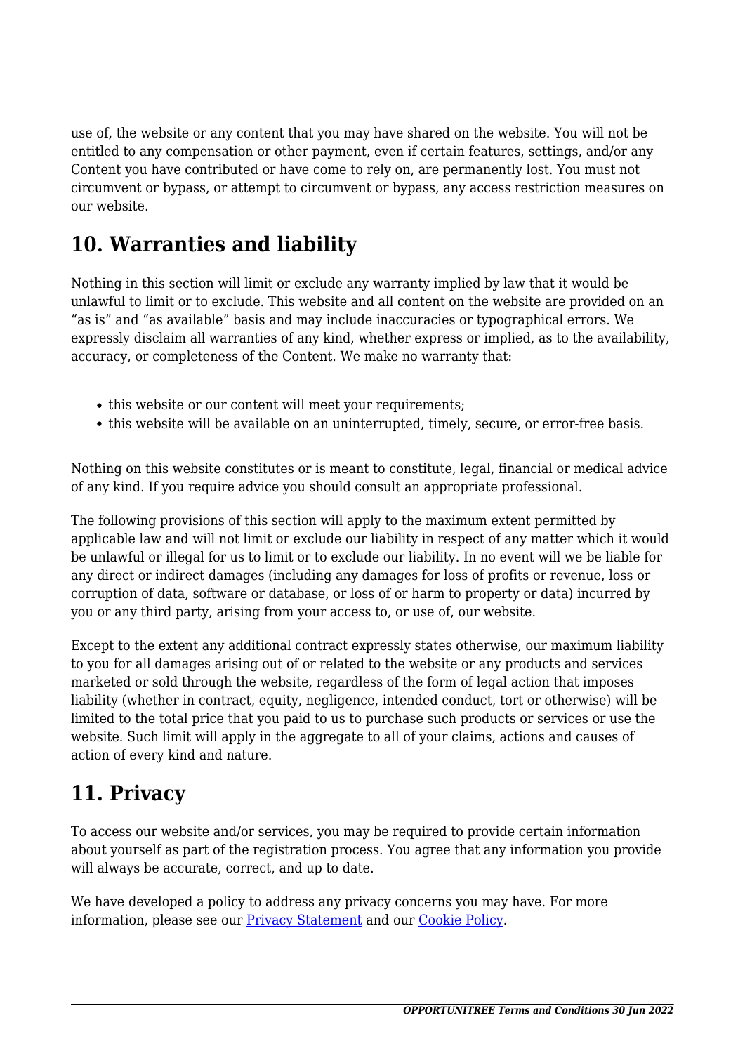use of, the website or any content that you may have shared on the website. You will not be entitled to any compensation or other payment, even if certain features, settings, and/or any Content you have contributed or have come to rely on, are permanently lost. You must not circumvent or bypass, or attempt to circumvent or bypass, any access restriction measures on our website.

## 10. Warranties and liability

Nothing in this section will limit or exclude any warranty implied by law that it would be unlawful to limit or to exclude. This website and all content on the website are provided on an "as is" and "as available" basis and may include inaccuracies or typographical errors. We expressly disclaim all warranties of any kind, whether express or implied, as to the availability, accuracy, or completeness of the Content. We make no warranty that:

- this website or our content will meet your requirements;
- this website will be available on an uninterrupted, timely, secure, or error-free basis.

Nothing on this website constitutes or is meant to constitute, legal, financial or medical advice of any kind. If you require advice you should consult an appropriate professional.

The following provisions of this section will apply to the maximum extent permitted by applicable law and will not limit or exclude our liability in respect of any matter which it would be unlawful or illegal for us to limit or to exclude our liability. In no event will we be liable for any direct or indirect damages (including any damages for loss of profits or revenue, loss or corruption of data, software or database, or loss of or harm to property or data) incurred by you or any third party, arising from your access to, or use of, our website.

Except to the extent any additional contract expressly states otherwise, our maximum liability to you for all damages arising out of or related to the website or any products and services marketed or sold through the website, regardless of the form of legal action that imposes liability (whether in contract, equity, negligence, intended conduct, tort or otherwise) will be limited to the total price that you paid to us to purchase such products or services or use the website. Such limit will apply in the aggregate to all of your claims, actions and causes of action of every kind and nature.

## 11. Privacy

To access our website and/or services, you may be required to provide certain information about yourself as part of the registration process. You agree that any information you provide will always be accurate, correct, and up to date.

We have developed a policy to address any privacy concerns you may have. For more information, please see our [Privacy Statement]() and our [Cookie Policy]().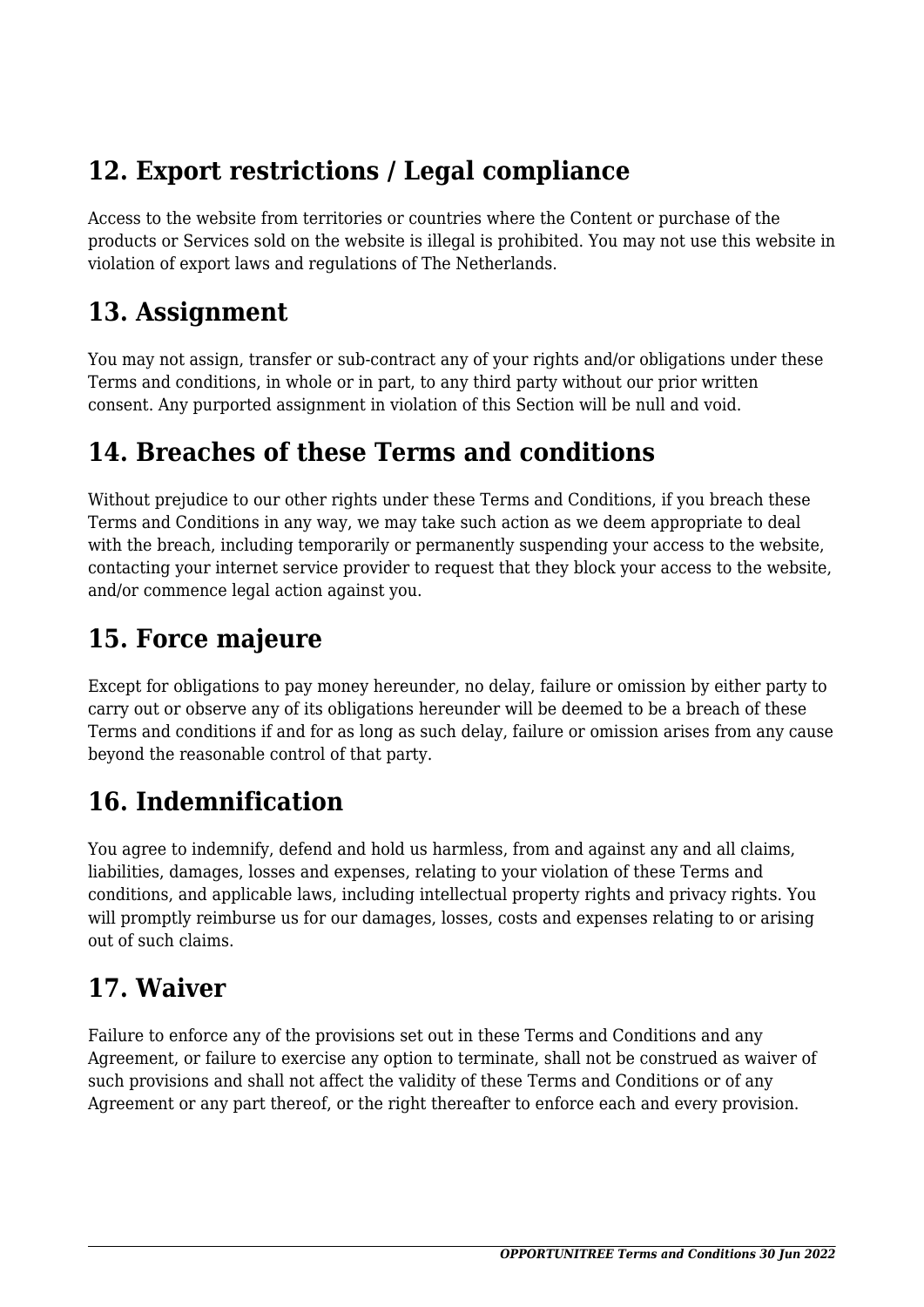## 12. Export restrictions / Legal compliance

Access to the website from territories or countries where the Content or purchase of the products or Services sold on the website is illegal is prohibited. You may not use this website in violation of export laws and regulations of The Netherlands.

## 13. Assignment

You may not assign, transfer or sub-contract any of your rights and/or obligations under these Terms and conditions, in whole or in part, to any third party without our prior written consent. Any purported assignment in violation of this Section will be null and void.

## 14. Breaches of these Terms and conditions

Without prejudice to our other rights under these Terms and Conditions, if you breach these Terms and Conditions in any way, we may take such action as we deem appropriate to deal with the breach, including temporarily or permanently suspending your access to the website, contacting your internet service provider to request that they block your access to the website, and/or commence legal action against you.

## 15. Force majeure

Except for obligations to pay money hereunder, no delay, failure or omission by either party to carry out or observe any of its obligations hereunder will be deemed to be a breach of these Terms and conditions if and for as long as such delay, failure or omission arises from any cause beyond the reasonable control of that party.

## 16. Indemnification

You agree to indemnify, defend and hold us harmless, from and against any and all claims, liabilities, damages, losses and expenses, relating to your violation of these Terms and conditions, and applicable laws, including intellectual property rights and privacy rights. You will promptly reimburse us for our damages, losses, costs and expenses relating to or arising out of such claims.

## 17. Waiver

Failure to enforce any of the provisions set out in these Terms and Conditions and any Agreement, or failure to exercise any option to terminate, shall not be construed as waiver of such provisions and shall not affect the validity of these Terms and Conditions or of any Agreement or any part thereof, or the right thereafter to enforce each and every provision.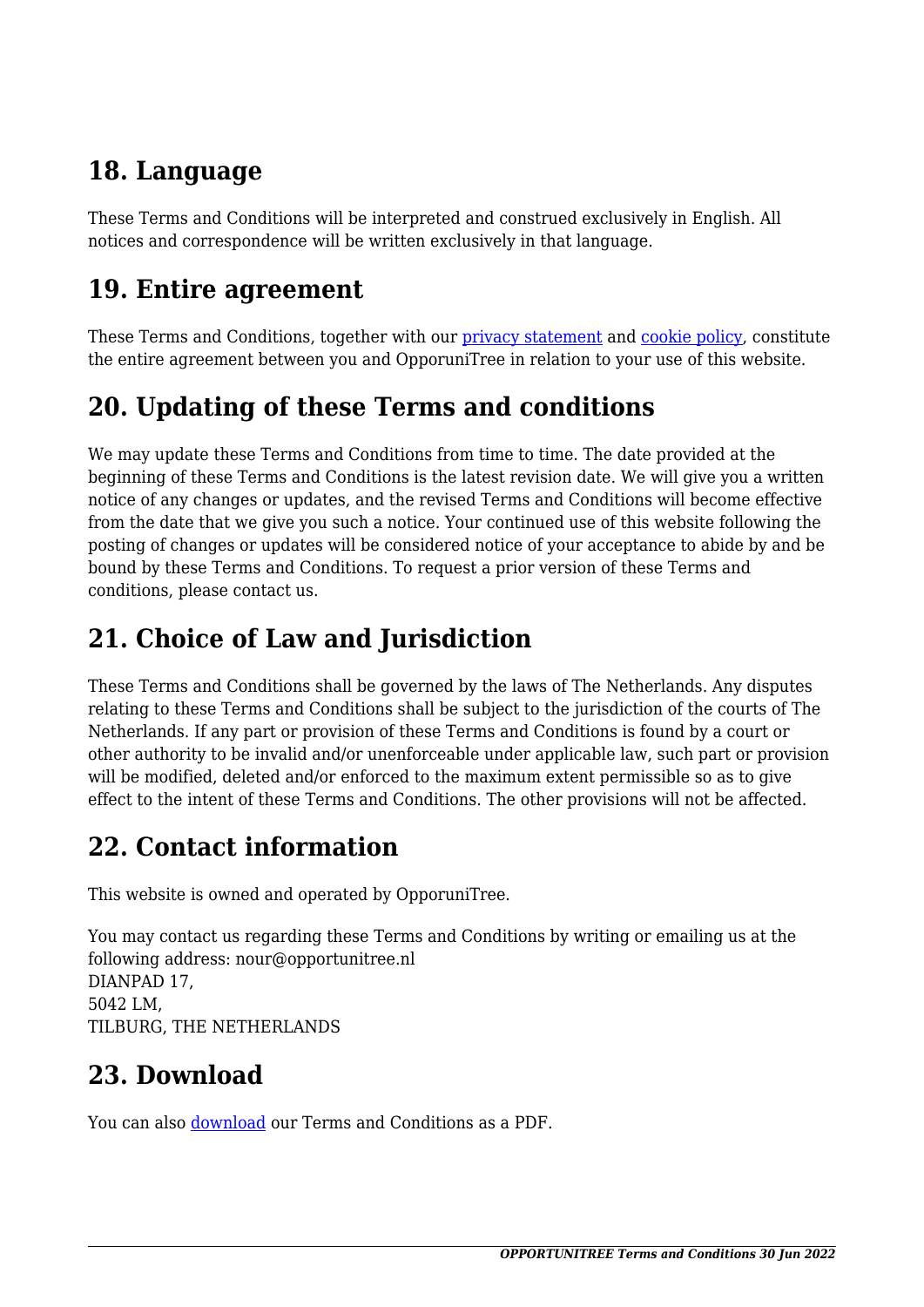## 18. Language

These Terms and Conditions will be interpreted and construed exclusively in English. All notices and correspondence will be written exclusively in that language.

## 19. Entire agreement

These Terms and Conditions, together with our privacy statement and cookie policy, constitute the entire agreement between you and OpporuniTree in relation to your use of this website.

## 20. Updating of these Terms and conditions

We may update these Terms and Conditions from time to time. The date provided at the beginning of these Terms and Conditions is the latest revision date. We will give you a written notice of any changes or updates, and the revised Terms and Conditions will become effective from the date that we give you such a notice. Your continued use of this website following the posting of changes or updates will be considered notice of your acceptance to abide by and be bound by these Terms and Conditions. To request a prior version of these Terms and conditions, please contact us.

## 21. Choice of Law and Jurisdiction

These Terms and Conditions shall be governed by the laws of The Netherlands. Any disputes relating to these Terms and Conditions shall be subject to the jurisdiction of the courts of The Netherlands. If any part or provision of these Terms and Conditions is found by a court or other authority to be invalid and/or unenforceable under applicable law, such part or provision will be modified, deleted and/or enforced to the maximum extent permissible so as to give effect to the intent of these Terms and Conditions. The other provisions will not be affected.

## 22. Contact information

This website is owned and operated by OpporuniTree.

You may contact us regarding these Terms and Conditions by writing or emailing us at the following address: nour@opportunitree.nl
DIANPAD 17,
5042 LM,
TILBURG, THE NETHERLANDS

## 23. Download

You can also download our Terms and Conditions as a PDF.